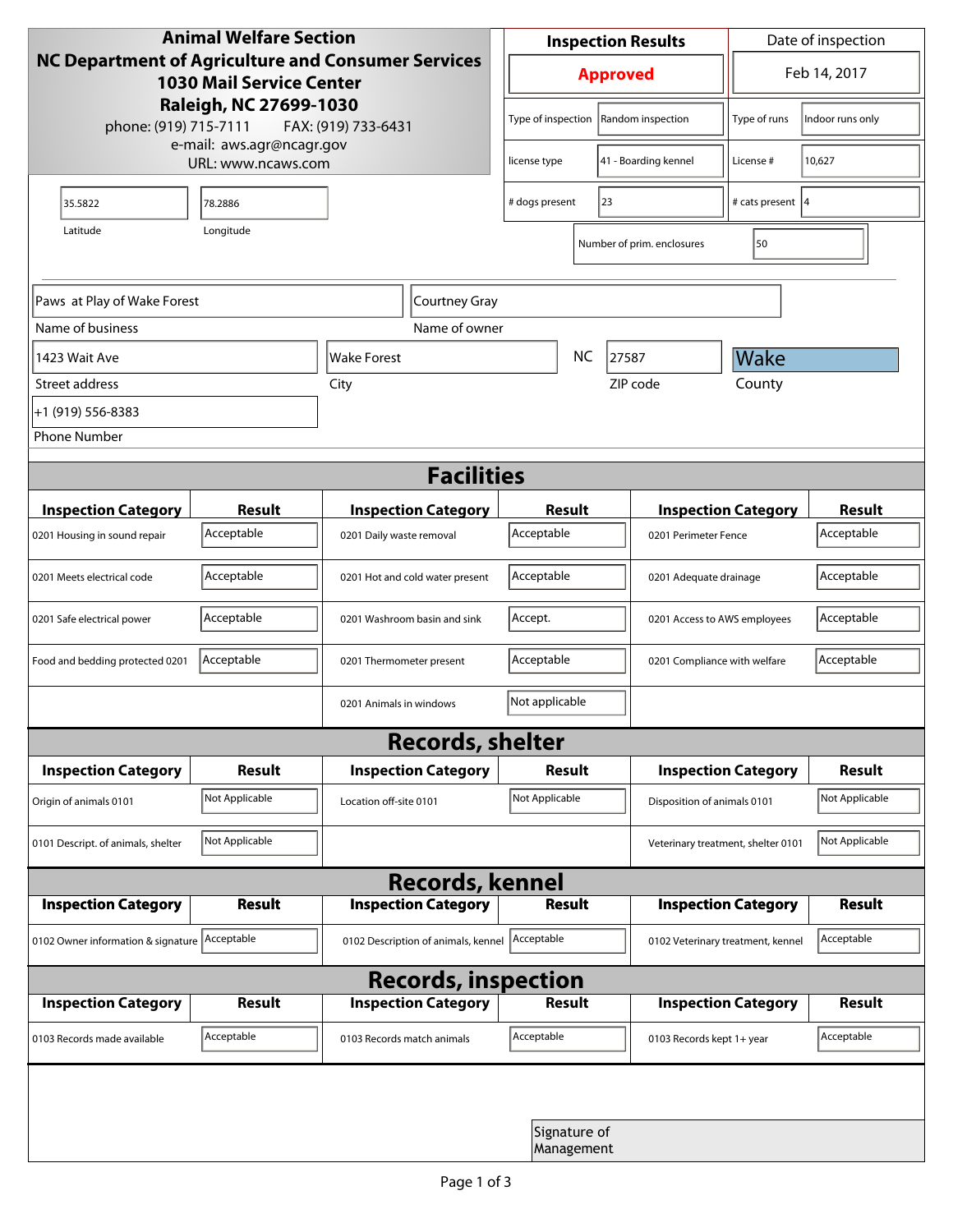**Animal Welfare Section**
**NC Department of Agriculture and Consumer Services**
**1030 Mail Service Center**
**Raleigh, NC 27699-1030**
phone: (919) 715-7111 FAX: (919) 733-6431
e-mail: aws.agr@ncagr.gov
URL: www.ncaws.com

| Inspection Results | Date of inspection |
|---|---|
| **Approved** | Feb 14, 2017 |

| | | | |
|---|---|---|---|
| Type of inspection | Random inspection | Type of runs | Indoor runs only |
| license type | 41 - Boarding kennel | License # | 10,627 |
| # dogs present | 23 | # cats present | 4 |
| Number of prim. enclosures | 50 | | |

| Latitude | Longitude |
|---|---|
| 35.5822 | 78.2886 |

| Name of business | Name of owner |
|---|---|
| Paws at Play of Wake Forest | Courtney Gray |

| Street address | City | | ZIP code | County |
|---|---|---|---|---|
| 1423 Wait Ave | Wake Forest | NC | 27587 | Wake |

Phone Number: +1 (919) 556-8383

## Facilities

| Inspection Category | Result | Inspection Category | Result | Inspection Category | Result |
|---|---|---|---|---|---|
| 0201 Housing in sound repair | Acceptable | 0201 Daily waste removal | Acceptable | 0201 Perimeter Fence | Acceptable |
| 0201 Meets electrical code | Acceptable | 0201 Hot and cold water present | Acceptable | 0201 Adequate drainage | Acceptable |
| 0201 Safe electrical power | Acceptable | 0201 Washroom basin and sink | Accept. | 0201 Access to AWS employees | Acceptable |
| Food and bedding protected 0201 | Acceptable | 0201 Thermometer present | Acceptable | 0201 Compliance with welfare | Acceptable |
| | | 0201 Animals in windows | Not applicable | | |

## Records, shelter

| Inspection Category | Result | Inspection Category | Result | Inspection Category | Result |
|---|---|---|---|---|---|
| Origin of animals 0101 | Not Applicable | Location off-site 0101 | Not Applicable | Disposition of animals 0101 | Not Applicable |
| 0101 Descript. of animals, shelter | Not Applicable | | | Veterinary treatment, shelter 0101 | Not Applicable |

## Records, kennel

| Inspection Category | Result | Inspection Category | Result | Inspection Category | Result |
|---|---|---|---|---|---|
| 0102 Owner information & signature | Acceptable | 0102 Description of animals, kennel | Acceptable | 0102 Veterinary treatment, kennel | Acceptable |

## Records, inspection

| Inspection Category | Result | Inspection Category | Result | Inspection Category | Result |
|---|---|---|---|---|---|
| 0103 Records made available | Acceptable | 0103 Records match animals | Acceptable | 0103 Records kept 1+ year | Acceptable |

Signature of Management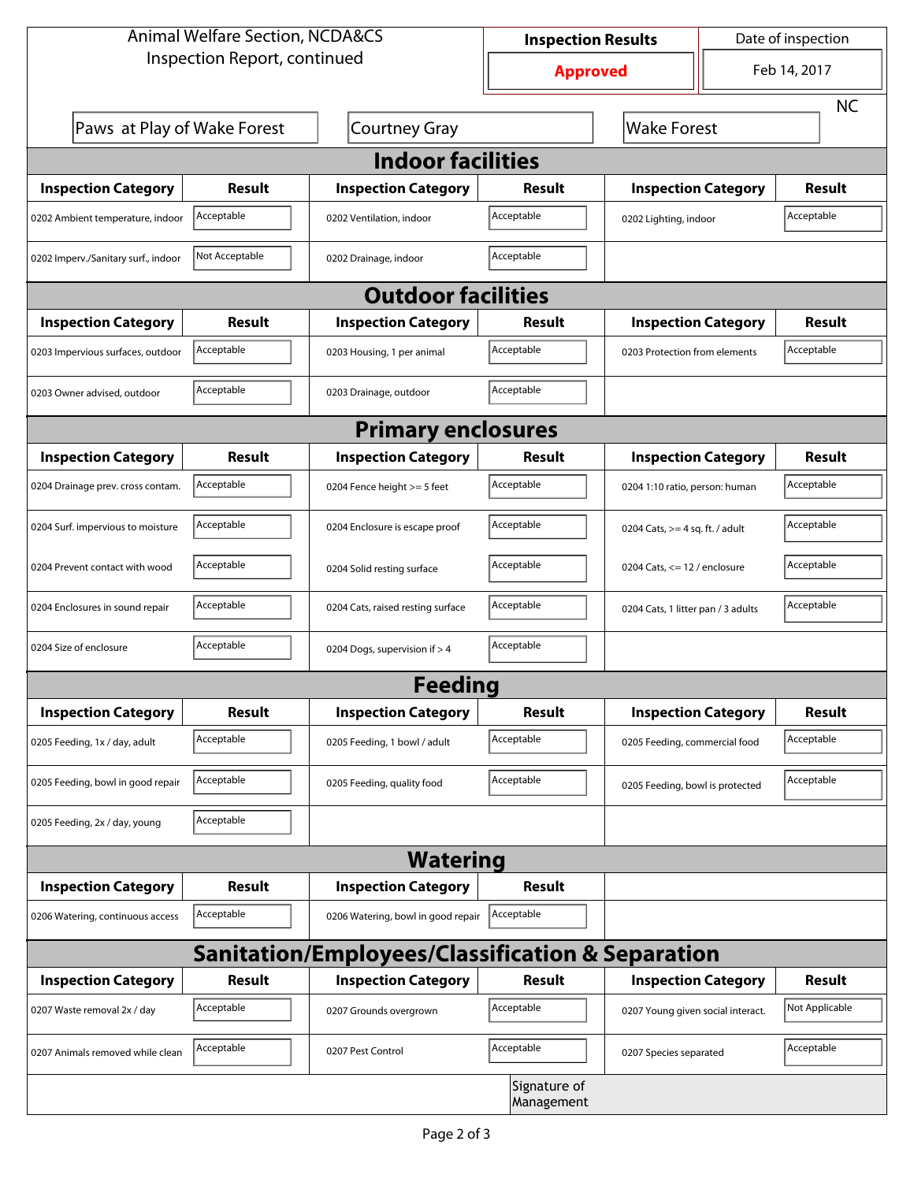Animal Welfare Section, NCDA&CS
Inspection Report, continued

| Inspection Results | Date of inspection |
|---|---|
| **Approved** | Feb 14, 2017 |

| | | | |
|---|---|---|---|
| Paws at Play of Wake Forest | Courtney Gray | Wake Forest | NC |

## Indoor facilities

| Inspection Category | Result | Inspection Category | Result | Inspection Category | Result |
|---|---|---|---|---|---|
| 0202 Ambient temperature, indoor | Acceptable | 0202 Ventilation, indoor | Acceptable | 0202 Lighting, indoor | Acceptable |
| 0202 Imperv./Sanitary surf., indoor | Not Acceptable | 0202 Drainage, indoor | Acceptable | | |

## Outdoor facilities

| Inspection Category | Result | Inspection Category | Result | Inspection Category | Result |
|---|---|---|---|---|---|
| 0203 Impervious surfaces, outdoor | Acceptable | 0203 Housing, 1 per animal | Acceptable | 0203 Protection from elements | Acceptable |
| 0203 Owner advised, outdoor | Acceptable | 0203 Drainage, outdoor | Acceptable | | |

## Primary enclosures

| Inspection Category | Result | Inspection Category | Result | Inspection Category | Result |
|---|---|---|---|---|---|
| 0204 Drainage prev. cross contam. | Acceptable | 0204 Fence height >= 5 feet | Acceptable | 0204 1:10 ratio, person: human | Acceptable |
| 0204 Surf. impervious to moisture | Acceptable | 0204 Enclosure is escape proof | Acceptable | 0204 Cats, >= 4 sq. ft. / adult | Acceptable |
| 0204 Prevent contact with wood | Acceptable | 0204 Solid resting surface | Acceptable | 0204 Cats, <= 12 / enclosure | Acceptable |
| 0204 Enclosures in sound repair | Acceptable | 0204 Cats, raised resting surface | Acceptable | 0204 Cats, 1 litter pan / 3 adults | Acceptable |
| 0204 Size of enclosure | Acceptable | 0204 Dogs, supervision if > 4 | Acceptable | | |

## Feeding

| Inspection Category | Result | Inspection Category | Result | Inspection Category | Result |
|---|---|---|---|---|---|
| 0205 Feeding, 1x / day, adult | Acceptable | 0205 Feeding, 1 bowl / adult | Acceptable | 0205 Feeding, commercial food | Acceptable |
| 0205 Feeding, bowl in good repair | Acceptable | 0205 Feeding, quality food | Acceptable | 0205 Feeding, bowl is protected | Acceptable |
| 0205 Feeding, 2x / day, young | Acceptable | | | | |

## Watering

| Inspection Category | Result | Inspection Category | Result |
|---|---|---|---|
| 0206 Watering, continuous access | Acceptable | 0206 Watering, bowl in good repair | Acceptable |

## Sanitation/Employees/Classification & Separation

| Inspection Category | Result | Inspection Category | Result | Inspection Category | Result |
|---|---|---|---|---|---|
| 0207 Waste removal 2x / day | Acceptable | 0207 Grounds overgrown | Acceptable | 0207 Young given social interact. | Not Applicable |
| 0207 Animals removed while clean | Acceptable | 0207 Pest Control | Acceptable | 0207 Species separated | Acceptable |

Signature of Management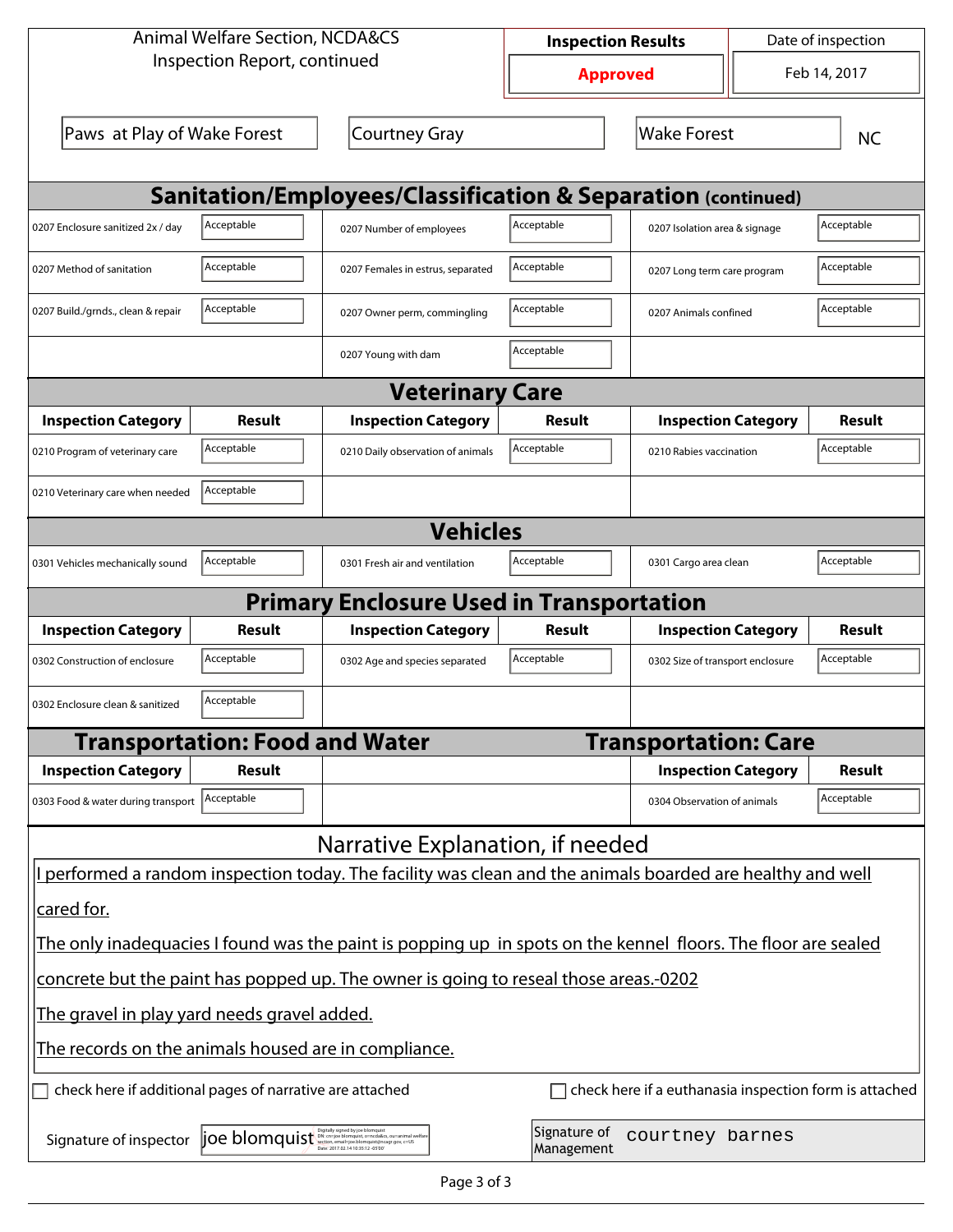Animal Welfare Section, NCDA&CS
Inspection Report, continued

| Inspection Results | Date of inspection |
|---|---|
| **Approved** | Feb 14, 2017 |

Paws at Play of Wake Forest | Courtney Gray | Wake Forest | NC

## Sanitation/Employees/Classification & Separation (continued)

| | | | | | |
|---|---|---|---|---|---|
| 0207 Enclosure sanitized 2x / day | Acceptable | 0207 Number of employees | Acceptable | 0207 Isolation area & signage | Acceptable |
| 0207 Method of sanitation | Acceptable | 0207 Females in estrus, separated | Acceptable | 0207 Long term care program | Acceptable |
| 0207 Build./grnds., clean & repair | Acceptable | 0207 Owner perm, commingling | Acceptable | 0207 Animals confined | Acceptable |
| | | 0207 Young with dam | Acceptable | | |

## Veterinary Care

| Inspection Category | Result | Inspection Category | Result | Inspection Category | Result |
|---|---|---|---|---|---|
| 0210 Program of veterinary care | Acceptable | 0210 Daily observation of animals | Acceptable | 0210 Rabies vaccination | Acceptable |
| 0210 Veterinary care when needed | Acceptable | | | | |

## Vehicles

| | | | | | |
|---|---|---|---|---|---|
| 0301 Vehicles mechanically sound | Acceptable | 0301 Fresh air and ventilation | Acceptable | 0301 Cargo area clean | Acceptable |

## Primary Enclosure Used in Transportation

| Inspection Category | Result | Inspection Category | Result | Inspection Category | Result |
|---|---|---|---|---|---|
| 0302 Construction of enclosure | Acceptable | 0302 Age and species separated | Acceptable | 0302 Size of transport enclosure | Acceptable |
| 0302 Enclosure clean & sanitized | Acceptable | | | | |

## Transportation: Food and Water

| Inspection Category | Result |
|---|---|
| 0303 Food & water during transport | Acceptable |

## Transportation: Care

| Inspection Category | Result |
|---|---|
| 0304 Observation of animals | Acceptable |

## Narrative Explanation, if needed

I performed a random inspection today. The facility was clean and the animals boarded are healthy and well cared for.

The only inadequacies I found was the paint is popping up in spots on the kennel floors. The floor are sealed concrete but the paint has popped up. The owner is going to reseal those areas.-0202

The gravel in play yard needs gravel added.

The records on the animals housed are in compliance.

☐ check here if additional pages of narrative are attached

☐ check here if a euthanasia inspection form is attached

Signature of inspector: joe blomquist (Digitally signed by joe blomquist, Date: 2017.02.14 10:35:12 -05'00')

Signature of Management: courtney barnes